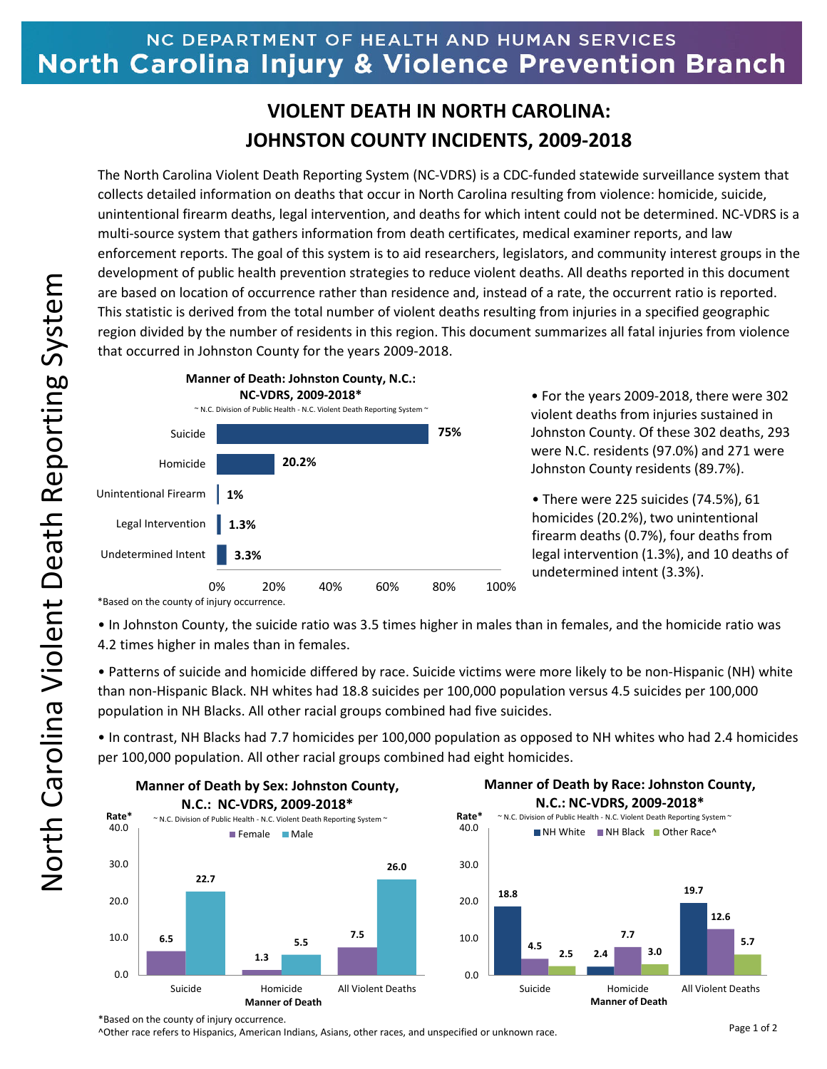NC DEPARTMENT OF HEALTH AND HUMAN SERVICES
**North Carolina Injury & Violence Prevention Branch**

# VIOLENT DEATH IN NORTH CAROLINA: JOHNSTON COUNTY INCIDENTS, 2009-2018

The North Carolina Violent Death Reporting System (NC-VDRS) is a CDC-funded statewide surveillance system that collects detailed information on deaths that occur in North Carolina resulting from violence: homicide, suicide, unintentional firearm deaths, legal intervention, and deaths for which intent could not be determined. NC-VDRS is a multi-source system that gathers information from death certificates, medical examiner reports, and law enforcement reports. The goal of this system is to aid researchers, legislators, and community interest groups in the development of public health prevention strategies to reduce violent deaths. All deaths reported in this document are based on location of occurrence rather than residence and, instead of a rate, the occurrent ratio is reported. This statistic is derived from the total number of violent deaths resulting from injuries in a specified geographic region divided by the number of residents in this region. This document summarizes all fatal injuries from violence that occurred in Johnston County for the years 2009-2018.

**Manner of Death: Johnston County, N.C.: NC-VDRS, 2009-2018***

~ N.C. Division of Public Health - N.C. Violent Death Reporting System ~

| Manner of Death | Percent |
|---|---|
| Suicide | 75% |
| Homicide | 20.2% |
| Unintentional Firearm | 1% |
| Legal Intervention | 1.3% |
| Undetermined Intent | 3.3% |

*Based on the county of injury occurrence.

- For the years 2009-2018, there were 302 violent deaths from injuries sustained in Johnston County. Of these 302 deaths, 293 were N.C. residents (97.0%) and 271 were Johnston County residents (89.7%).
- There were 225 suicides (74.5%), 61 homicides (20.2%), two unintentional firearm deaths (0.7%), four deaths from legal intervention (1.3%), and 10 deaths of undetermined intent (3.3%).

- In Johnston County, the suicide ratio was 3.5 times higher in males than in females, and the homicide ratio was 4.2 times higher in males than in females.
- Patterns of suicide and homicide differed by race. Suicide victims were more likely to be non-Hispanic (NH) white than non-Hispanic Black. NH whites had 18.8 suicides per 100,000 population versus 4.5 suicides per 100,000 population in NH Blacks. All other racial groups combined had five suicides.
- In contrast, NH Blacks had 7.7 homicides per 100,000 population as opposed to NH whites who had 2.4 homicides per 100,000 population. All other racial groups combined had eight homicides.

**Manner of Death by Sex: Johnston County, N.C.: NC-VDRS, 2009-2018***

~ N.C. Division of Public Health - N.C. Violent Death Reporting System ~

| Manner of Death | Female (Rate*) | Male (Rate*) |
|---|---|---|
| Suicide | 6.5 | 22.7 |
| Homicide | 1.3 | 5.5 |
| All Violent Deaths | 7.5 | 26.0 |

**Manner of Death by Race: Johnston County, N.C.: NC-VDRS, 2009-2018***

~ N.C. Division of Public Health - N.C. Violent Death Reporting System ~

| Manner of Death | NH White (Rate*) | NH Black (Rate*) | Other Race^ (Rate*) |
|---|---|---|---|
| Suicide | 18.8 | 4.5 | 2.5 |
| Homicide | 2.4 | 7.7 | 3.0 |
| All Violent Deaths | 19.7 | 12.6 | 5.7 |

*Based on the county of injury occurrence.

^Other race refers to Hispanics, American Indians, Asians, other races, and unspecified or unknown race.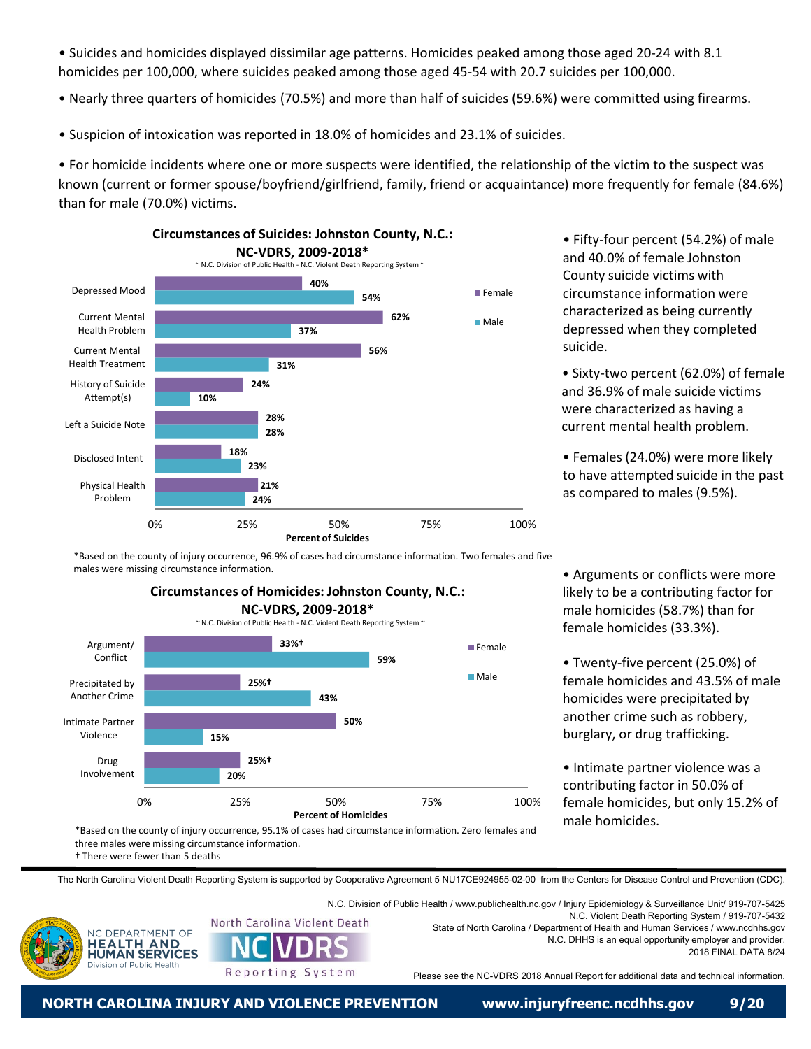- Suicides and homicides displayed dissimilar age patterns. Homicides peaked among those aged 20-24 with 8.1 homicides per 100,000, where suicides peaked among those aged 45-54 with 20.7 suicides per 100,000.
- Nearly three quarters of homicides (70.5%) and more than half of suicides (59.6%) were committed using firearms.
- Suspicion of intoxication was reported in 18.0% of homicides and 23.1% of suicides.
- For homicide incidents where one or more suspects were identified, the relationship of the victim to the suspect was known (current or former spouse/boyfriend/girlfriend, family, friend or acquaintance) more frequently for female (84.6%) than for male (70.0%) victims.

**Circumstances of Suicides: Johnston County, N.C.: NC-VDRS, 2009-2018***

~ N.C. Division of Public Health - N.C. Violent Death Reporting System ~

Female
Male

Depressed Mood: 40%, 54%
Current Mental Health Problem: 62%, 37%
Current Mental Health Treatment: 56%, 31%
History of Suicide Attempt(s): 24%, 10%
Left a Suicide Note: 28%, 28%
Disclosed Intent: 18%, 23%
Physical Health Problem: 21%, 24%

0% 25% 50% 75% 100%
Percent of Suicides

*Based on the county of injury occurrence, 96.9% of cases had circumstance information. Two females and five males were missing circumstance information.

- Fifty-four percent (54.2%) of male and 40.0% of female Johnston County suicide victims with circumstance information were characterized as being currently depressed when they completed suicide.
- Sixty-two percent (62.0%) of female and 36.9% of male suicide victims were characterized as having a current mental health problem.
- Females (24.0%) were more likely to have attempted suicide in the past as compared to males (9.5%).

**Circumstances of Homicides: Johnston County, N.C.: NC-VDRS, 2009-2018***

~ N.C. Division of Public Health - N.C. Violent Death Reporting System ~

Female
Male

Argument/ Conflict: 33%†, 59%
Precipitated by Another Crime: 25%†, 43%
Intimate Partner Violence: 50%, 15%
Drug Involvement: 25%†, 20%

0% 25% 50% 75% 100%
Percent of Homicides

*Based on the county of injury occurrence, 95.1% of cases had circumstance information. Zero females and three males were missing circumstance information.
† There were fewer than 5 deaths

- Arguments or conflicts were more likely to be a contributing factor for male homicides (58.7%) than for female homicides (33.3%).
- Twenty-five percent (25.0%) of female homicides and 43.5% of male homicides were precipitated by another crime such as robbery, burglary, or drug trafficking.
- Intimate partner violence was a contributing factor in 50.0% of female homicides, but only 15.2% of male homicides.

The North Carolina Violent Death Reporting System is supported by Cooperative Agreement 5 NU17CE924955-02-00 from the Centers for Disease Control and Prevention (CDC).

N.C. Division of Public Health / www.publichealth.nc.gov / Injury Epidemiology & Surveillance Unit/ 919-707-5425
N.C. Violent Death Reporting System / 919-707-5432
State of North Carolina / Department of Health and Human Services / www.ncdhhs.gov
N.C. DHHS is an equal opportunity employer and provider.
2018 FINAL DATA 8/24

NC DEPARTMENT OF HEALTH AND HUMAN SERVICES Division of Public Health

North Carolina Violent Death NC VDRS Reporting System

Please see the NC-VDRS 2018 Annual Report for additional data and technical information.

NORTH CAROLINA INJURY AND VIOLENCE PREVENTION www.injuryfreenc.ncdhhs.gov